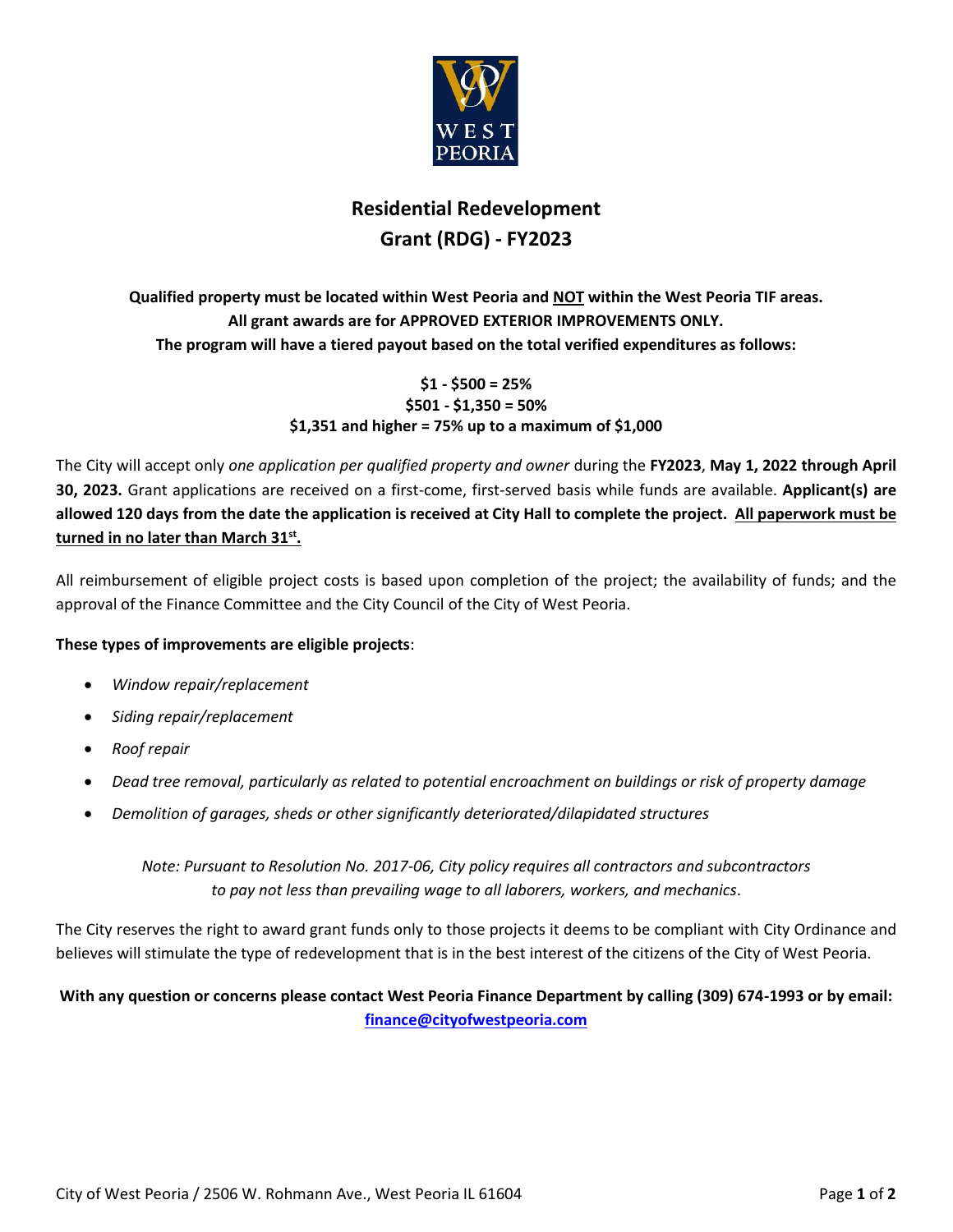# Residential Redevelopment Grant (RDG) - FY2023

**Qualified property must be located within West Peoria and NOT within the West Peoria TIF areas.**
**All grant awards are for APPROVED EXTERIOR IMPROVEMENTS ONLY.**
**The program will have a tiered payout based on the total verified expenditures as follows:**

**$1 - $500 = 25%**
**$501 - $1,350 = 50%**
**$1,351 and higher = 75% up to a maximum of $1,000**

The City will accept only *one application per qualified property and owner* during the **FY2023**, **May 1, 2022 through April 30, 2023.** Grant applications are received on a first-come, first-served basis while funds are available. **Applicant(s) are allowed 120 days from the date the application is received at City Hall to complete the project. All paperwork must be turned in no later than March 31st.**

All reimbursement of eligible project costs is based upon completion of the project; the availability of funds; and the approval of the Finance Committee and the City Council of the City of West Peoria.

**These types of improvements are eligible projects**:

- *Window repair/replacement*
- *Siding repair/replacement*
- *Roof repair*
- *Dead tree removal, particularly as related to potential encroachment on buildings or risk of property damage*
- *Demolition of garages, sheds or other significantly deteriorated/dilapidated structures*

*Note: Pursuant to Resolution No. 2017-06, City policy requires all contractors and subcontractors to pay not less than prevailing wage to all laborers, workers, and mechanics.*

The City reserves the right to award grant funds only to those projects it deems to be compliant with City Ordinance and believes will stimulate the type of redevelopment that is in the best interest of the citizens of the City of West Peoria.

**With any question or concerns please contact West Peoria Finance Department by calling (309) 674-1993 or by email: finance@cityofwestpeoria.com**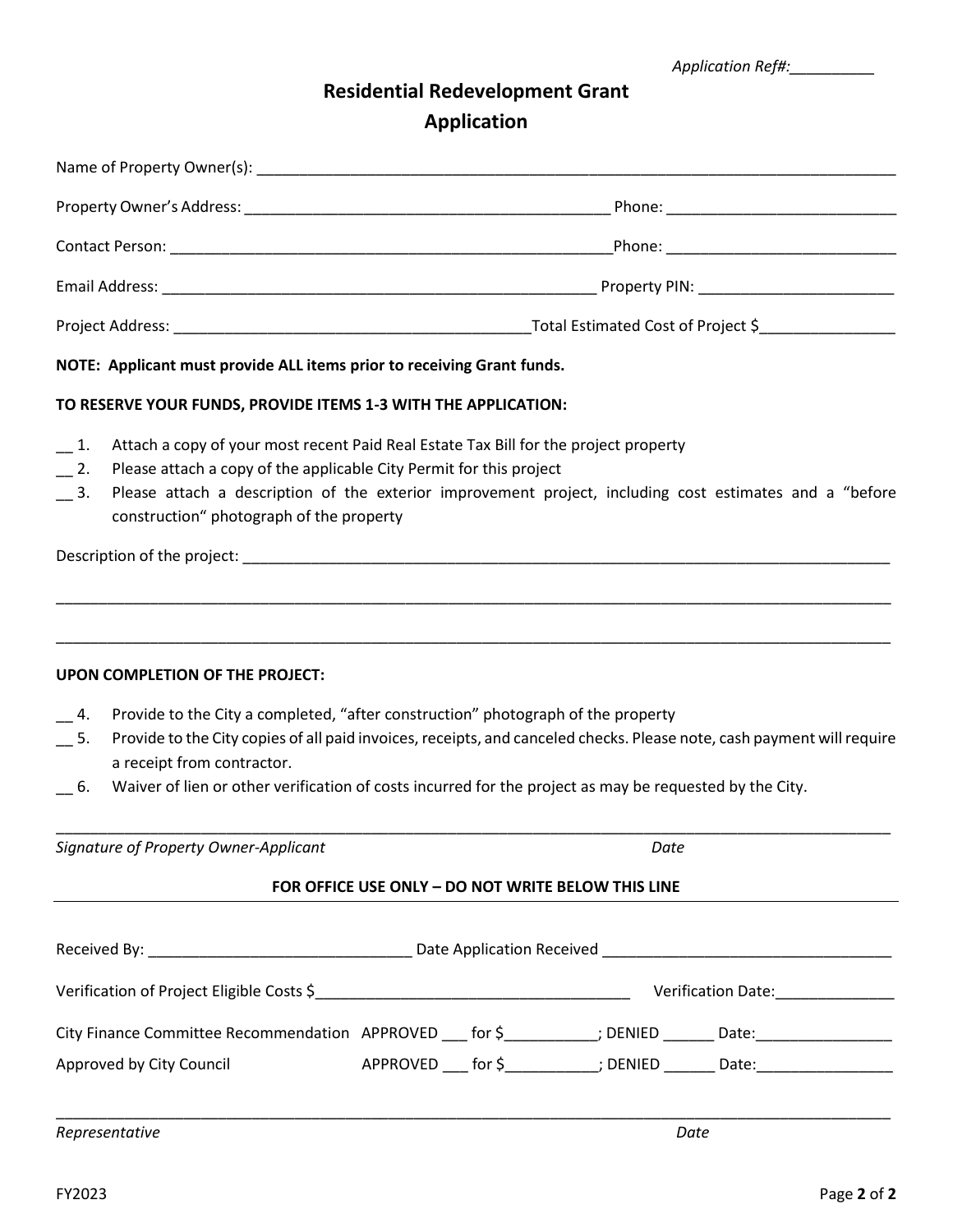Application Ref#:__________

# Residential Redevelopment Grant Application

Name of Property Owner(s): ________________________________________________________________________________

Property Owner's Address: ____________________________________________ Phone: ___________________________

Contact Person: ______________________________________________________Phone: ___________________________

Email Address: _____________________________________________________ Property PIN: _______________________

Project Address: ___________________________________________Total Estimated Cost of Project $________________

**NOTE: Applicant must provide ALL items prior to receiving Grant funds.**

**TO RESERVE YOUR FUNDS, PROVIDE ITEMS 1-3 WITH THE APPLICATION:**

__ 1. Attach a copy of your most recent Paid Real Estate Tax Bill for the project property

__ 2. Please attach a copy of the applicable City Permit for this project

__ 3. Please attach a description of the exterior improvement project, including cost estimates and a "before construction" photograph of the property

Description of the project: ________________________________________________________________________________

____________________________________________________________________________________________________

____________________________________________________________________________________________________

**UPON COMPLETION OF THE PROJECT:**

__ 4. Provide to the City a completed, "after construction" photograph of the property

__ 5. Provide to the City copies of all paid invoices, receipts, and canceled checks. Please note, cash payment will require a receipt from contractor.

__ 6. Waiver of lien or other verification of costs incurred for the project as may be requested by the City.

____________________________________________________________________________________________________

*Signature of Property Owner-Applicant* *Date*

**FOR OFFICE USE ONLY – DO NOT WRITE BELOW THIS LINE**

Received By: _______________________________ Date Application Received __________________________________

Verification of Project Eligible Costs $_____________________________________ Verification Date:______________

City Finance Committee Recommendation APPROVED ___ for $___________; DENIED ______ Date:________________

Approved by City Council APPROVED ___ for $___________; DENIED ______ Date:________________

____________________________________________________________________________________________________

*Representative* *Date*

FY2023